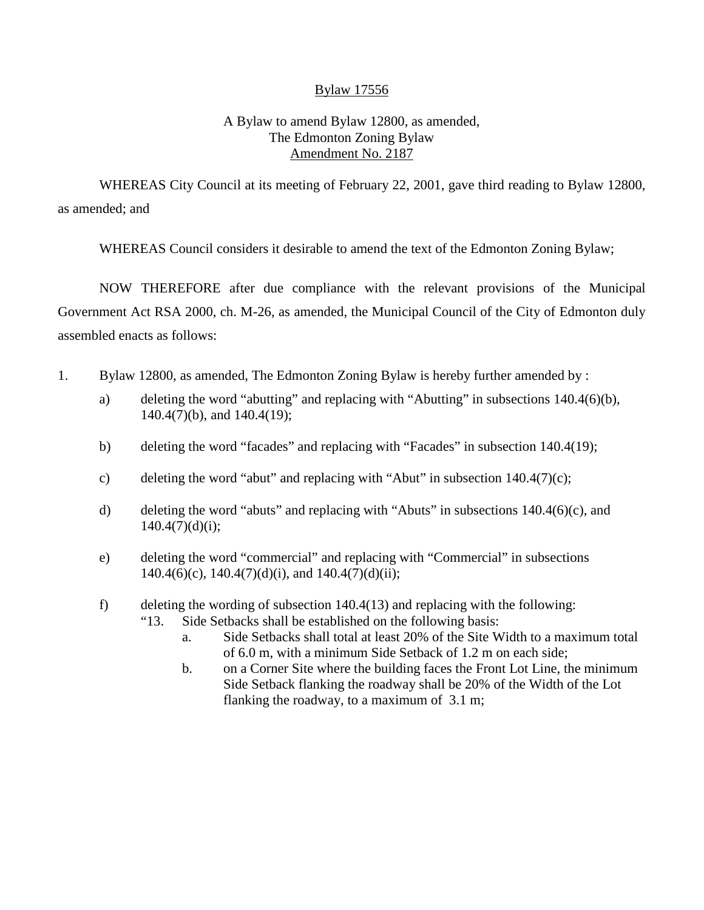<u>Bylaw 17556</u>

A Bylaw to amend Bylaw 12800, as amended,
The Edmonton Zoning Bylaw
<u>Amendment No. 2187</u>

WHEREAS City Council at its meeting of February 22, 2001, gave third reading to Bylaw 12800, as amended; and

WHEREAS Council considers it desirable to amend the text of the Edmonton Zoning Bylaw;

NOW THEREFORE after due compliance with the relevant provisions of the Municipal Government Act RSA 2000, ch. M-26, as amended, the Municipal Council of the City of Edmonton duly assembled enacts as follows:

1. Bylaw 12800, as amended, The Edmonton Zoning Bylaw is hereby further amended by :

   a) deleting the word "abutting" and replacing with "Abutting" in subsections 140.4(6)(b), 140.4(7)(b), and 140.4(19);

   b) deleting the word "facades" and replacing with "Facades" in subsection 140.4(19);

   c) deleting the word "abut" and replacing with "Abut" in subsection 140.4(7)(c);

   d) deleting the word "abuts" and replacing with "Abuts" in subsections 140.4(6)(c), and 140.4(7)(d)(i);

   e) deleting the word "commercial" and replacing with "Commercial" in subsections 140.4(6)(c), 140.4(7)(d)(i), and 140.4(7)(d)(ii);

   f) deleting the wording of subsection 140.4(13) and replacing with the following:
      "13. Side Setbacks shall be established on the following basis:
         a. Side Setbacks shall total at least 20% of the Site Width to a maximum total of 6.0 m, with a minimum Side Setback of 1.2 m on each side;
         b. on a Corner Site where the building faces the Front Lot Line, the minimum Side Setback flanking the roadway shall be 20% of the Width of the Lot flanking the roadway, to a maximum of 3.1 m;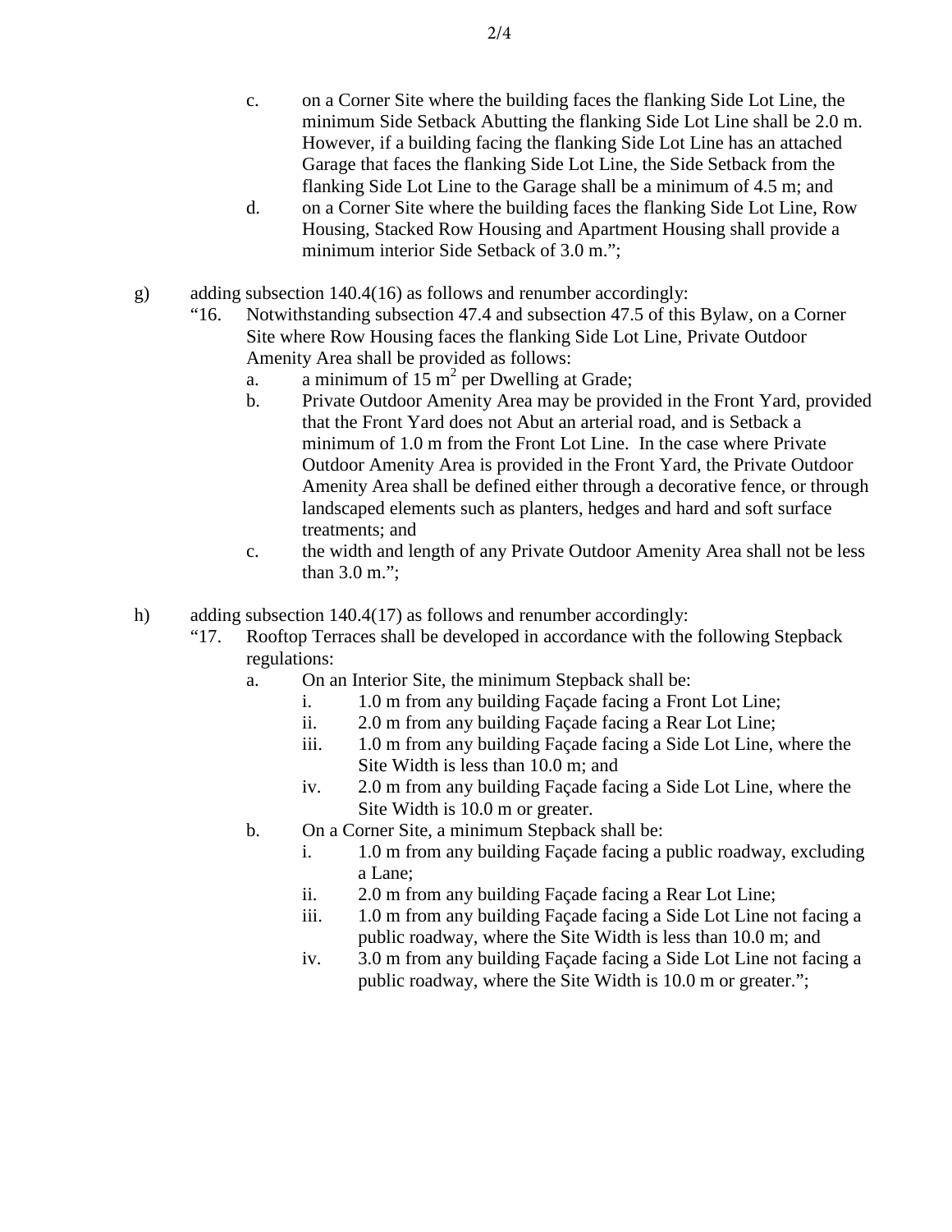c. on a Corner Site where the building faces the flanking Side Lot Line, the minimum Side Setback Abutting the flanking Side Lot Line shall be 2.0 m. However, if a building facing the flanking Side Lot Line has an attached Garage that faces the flanking Side Lot Line, the Side Setback from the flanking Side Lot Line to the Garage shall be a minimum of 4.5 m; and

d. on a Corner Site where the building faces the flanking Side Lot Line, Row Housing, Stacked Row Housing and Apartment Housing shall provide a minimum interior Side Setback of 3.0 m.";

g) adding subsection 140.4(16) as follows and renumber accordingly:

"16. Notwithstanding subsection 47.4 and subsection 47.5 of this Bylaw, on a Corner Site where Row Housing faces the flanking Side Lot Line, Private Outdoor Amenity Area shall be provided as follows:

a. a minimum of 15 $m^2$ per Dwelling at Grade;

b. Private Outdoor Amenity Area may be provided in the Front Yard, provided that the Front Yard does not Abut an arterial road, and is Setback a minimum of 1.0 m from the Front Lot Line. In the case where Private Outdoor Amenity Area is provided in the Front Yard, the Private Outdoor Amenity Area shall be defined either through a decorative fence, or through landscaped elements such as planters, hedges and hard and soft surface treatments; and

c. the width and length of any Private Outdoor Amenity Area shall not be less than 3.0 m.";

h) adding subsection 140.4(17) as follows and renumber accordingly:

"17. Rooftop Terraces shall be developed in accordance with the following Stepback regulations:

a. On an Interior Site, the minimum Stepback shall be:

i. 1.0 m from any building Façade facing a Front Lot Line;

ii. 2.0 m from any building Façade facing a Rear Lot Line;

iii. 1.0 m from any building Façade facing a Side Lot Line, where the Site Width is less than 10.0 m; and

iv. 2.0 m from any building Façade facing a Side Lot Line, where the Site Width is 10.0 m or greater.

b. On a Corner Site, a minimum Stepback shall be:

i. 1.0 m from any building Façade facing a public roadway, excluding a Lane;

ii. 2.0 m from any building Façade facing a Rear Lot Line;

iii. 1.0 m from any building Façade facing a Side Lot Line not facing a public roadway, where the Site Width is less than 10.0 m; and

iv. 3.0 m from any building Façade facing a Side Lot Line not facing a public roadway, where the Site Width is 10.0 m or greater.";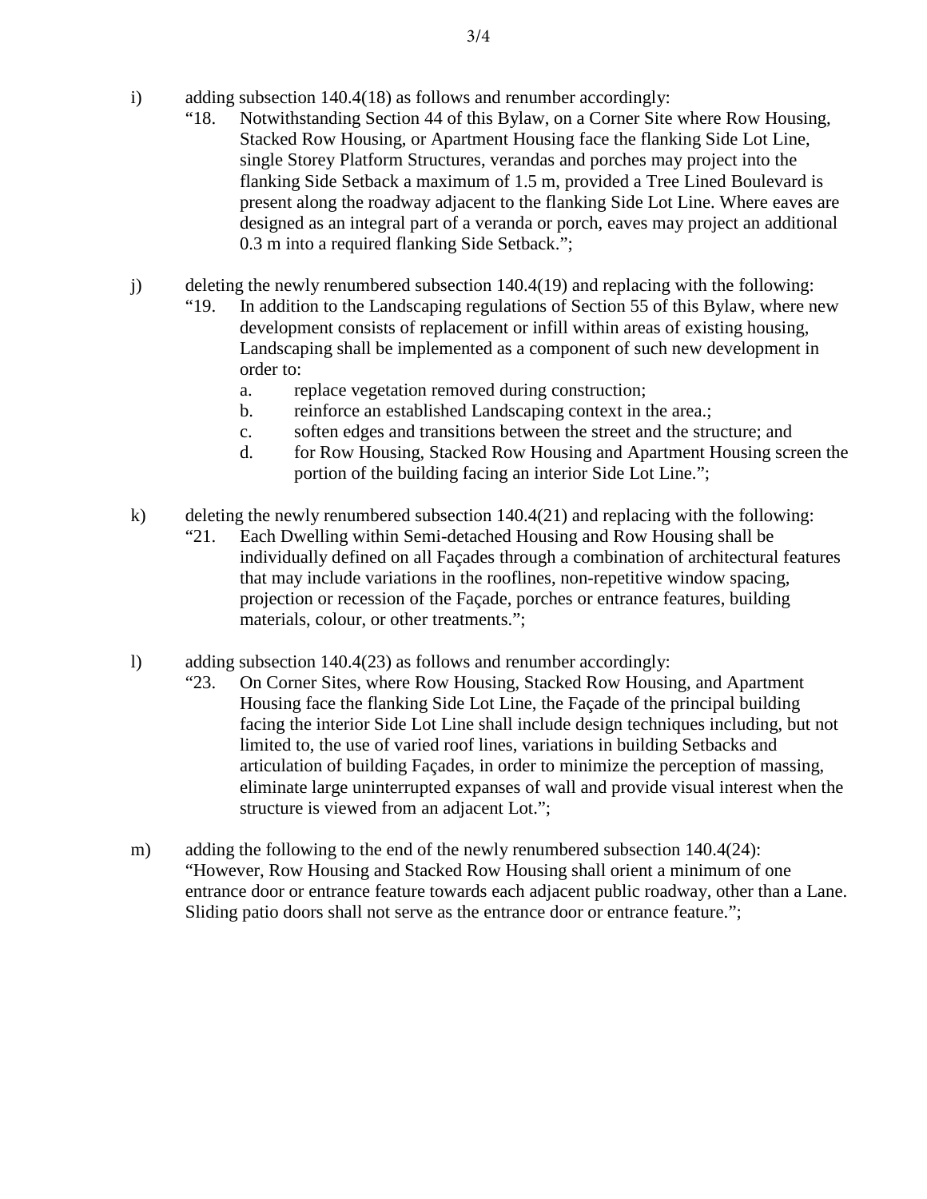i) adding subsection 140.4(18) as follows and renumber accordingly:

"18. Notwithstanding Section 44 of this Bylaw, on a Corner Site where Row Housing, Stacked Row Housing, or Apartment Housing face the flanking Side Lot Line, single Storey Platform Structures, verandas and porches may project into the flanking Side Setback a maximum of 1.5 m, provided a Tree Lined Boulevard is present along the roadway adjacent to the flanking Side Lot Line. Where eaves are designed as an integral part of a veranda or porch, eaves may project an additional 0.3 m into a required flanking Side Setback.";

j) deleting the newly renumbered subsection 140.4(19) and replacing with the following:

"19. In addition to the Landscaping regulations of Section 55 of this Bylaw, where new development consists of replacement or infill within areas of existing housing, Landscaping shall be implemented as a component of such new development in order to:

a. replace vegetation removed during construction;
b. reinforce an established Landscaping context in the area.;
c. soften edges and transitions between the street and the structure; and
d. for Row Housing, Stacked Row Housing and Apartment Housing screen the portion of the building facing an interior Side Lot Line.";

k) deleting the newly renumbered subsection 140.4(21) and replacing with the following:

"21. Each Dwelling within Semi-detached Housing and Row Housing shall be individually defined on all Façades through a combination of architectural features that may include variations in the rooflines, non-repetitive window spacing, projection or recession of the Façade, porches or entrance features, building materials, colour, or other treatments.";

l) adding subsection 140.4(23) as follows and renumber accordingly:

"23. On Corner Sites, where Row Housing, Stacked Row Housing, and Apartment Housing face the flanking Side Lot Line, the Façade of the principal building facing the interior Side Lot Line shall include design techniques including, but not limited to, the use of varied roof lines, variations in building Setbacks and articulation of building Façades, in order to minimize the perception of massing, eliminate large uninterrupted expanses of wall and provide visual interest when the structure is viewed from an adjacent Lot.";

m) adding the following to the end of the newly renumbered subsection 140.4(24):

"However, Row Housing and Stacked Row Housing shall orient a minimum of one entrance door or entrance feature towards each adjacent public roadway, other than a Lane. Sliding patio doors shall not serve as the entrance door or entrance feature.";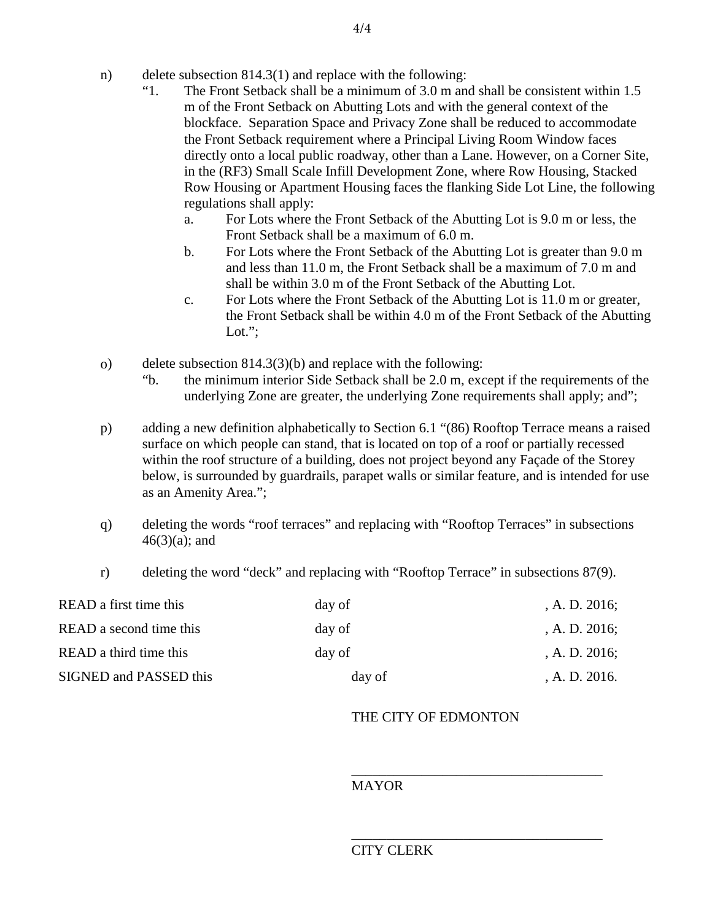n) delete subsection 814.3(1) and replace with the following:

"1. The Front Setback shall be a minimum of 3.0 m and shall be consistent within 1.5 m of the Front Setback on Abutting Lots and with the general context of the blockface. Separation Space and Privacy Zone shall be reduced to accommodate the Front Setback requirement where a Principal Living Room Window faces directly onto a local public roadway, other than a Lane. However, on a Corner Site, in the (RF3) Small Scale Infill Development Zone, where Row Housing, Stacked Row Housing or Apartment Housing faces the flanking Side Lot Line, the following regulations shall apply:

   a. For Lots where the Front Setback of the Abutting Lot is 9.0 m or less, the Front Setback shall be a maximum of 6.0 m.

   b. For Lots where the Front Setback of the Abutting Lot is greater than 9.0 m and less than 11.0 m, the Front Setback shall be a maximum of 7.0 m and shall be within 3.0 m of the Front Setback of the Abutting Lot.

   c. For Lots where the Front Setback of the Abutting Lot is 11.0 m or greater, the Front Setback shall be within 4.0 m of the Front Setback of the Abutting Lot.";

o) delete subsection 814.3(3)(b) and replace with the following:

"b. the minimum interior Side Setback shall be 2.0 m, except if the requirements of the underlying Zone are greater, the underlying Zone requirements shall apply; and";

p) adding a new definition alphabetically to Section 6.1 "(86) Rooftop Terrace means a raised surface on which people can stand, that is located on top of a roof or partially recessed within the roof structure of a building, does not project beyond any Façade of the Storey below, is surrounded by guardrails, parapet walls or similar feature, and is intended for use as an Amenity Area.";

q) deleting the words "roof terraces" and replacing with "Rooftop Terraces" in subsections 46(3)(a); and

r) deleting the word "deck" and replacing with "Rooftop Terrace" in subsections 87(9).

| | | |
|---|---|---|
| READ a first time this | day of | , A. D. 2016; |
| READ a second time this | day of | , A. D. 2016; |
| READ a third time this | day of | , A. D. 2016; |
| SIGNED and PASSED this | day of | , A. D. 2016. |

THE CITY OF EDMONTON

\_\_\_\_\_\_\_\_\_\_\_\_\_\_\_\_\_\_\_\_\_\_\_\_\_\_\_\_\_\_\_\_\_\_\_\_

MAYOR

\_\_\_\_\_\_\_\_\_\_\_\_\_\_\_\_\_\_\_\_\_\_\_\_\_\_\_\_\_\_\_\_\_\_\_\_

CITY CLERK